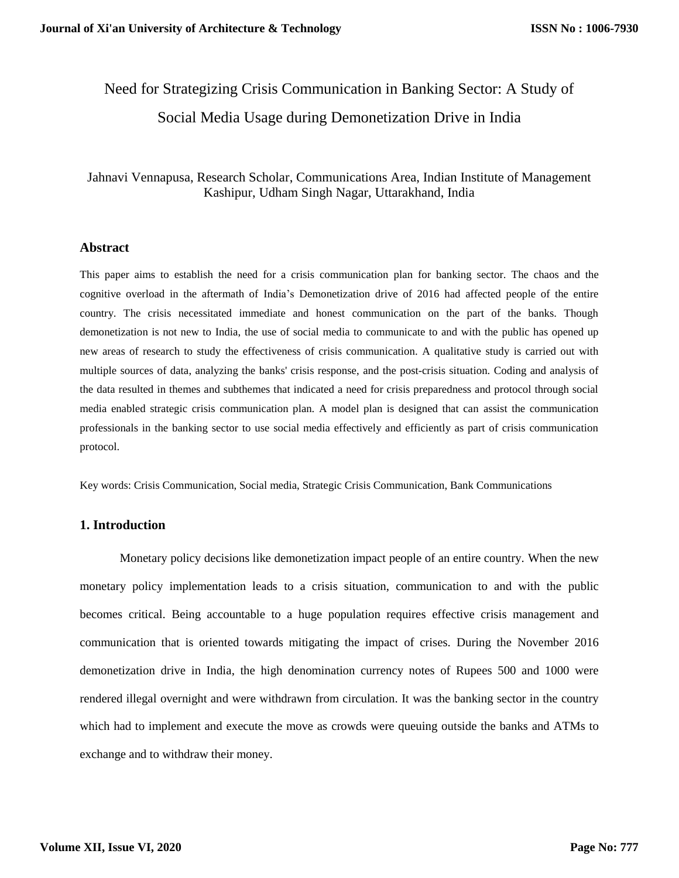# Need for Strategizing Crisis Communication in Banking Sector: A Study of Social Media Usage during Demonetization Drive in India

Jahnavi Vennapusa, Research Scholar, Communications Area, Indian Institute of Management Kashipur, Udham Singh Nagar, Uttarakhand, India

## Abstract

This paper aims to establish the need for a crisis communication plan for banking sector. The chaos and the cognitive overload in the aftermath of India's Demonetization drive of 2016 had affected people of the entire country. The crisis necessitated immediate and honest communication on the part of the banks. Though demonetization is not new to India, the use of social media to communicate to and with the public has opened up new areas of research to study the effectiveness of crisis communication. A qualitative study is carried out with multiple sources of data, analyzing the banks' crisis response, and the post-crisis situation. Coding and analysis of the data resulted in themes and subthemes that indicated a need for crisis preparedness and protocol through social media enabled strategic crisis communication plan. A model plan is designed that can assist the communication professionals in the banking sector to use social media effectively and efficiently as part of crisis communication protocol.

Key words: Crisis Communication, Social media, Strategic Crisis Communication, Bank Communications

## 1. Introduction

Monetary policy decisions like demonetization impact people of an entire country. When the new monetary policy implementation leads to a crisis situation, communication to and with the public becomes critical. Being accountable to a huge population requires effective crisis management and communication that is oriented towards mitigating the impact of crises. During the November 2016 demonetization drive in India, the high denomination currency notes of Rupees 500 and 1000 were rendered illegal overnight and were withdrawn from circulation. It was the banking sector in the country which had to implement and execute the move as crowds were queuing outside the banks and ATMs to exchange and to withdraw their money.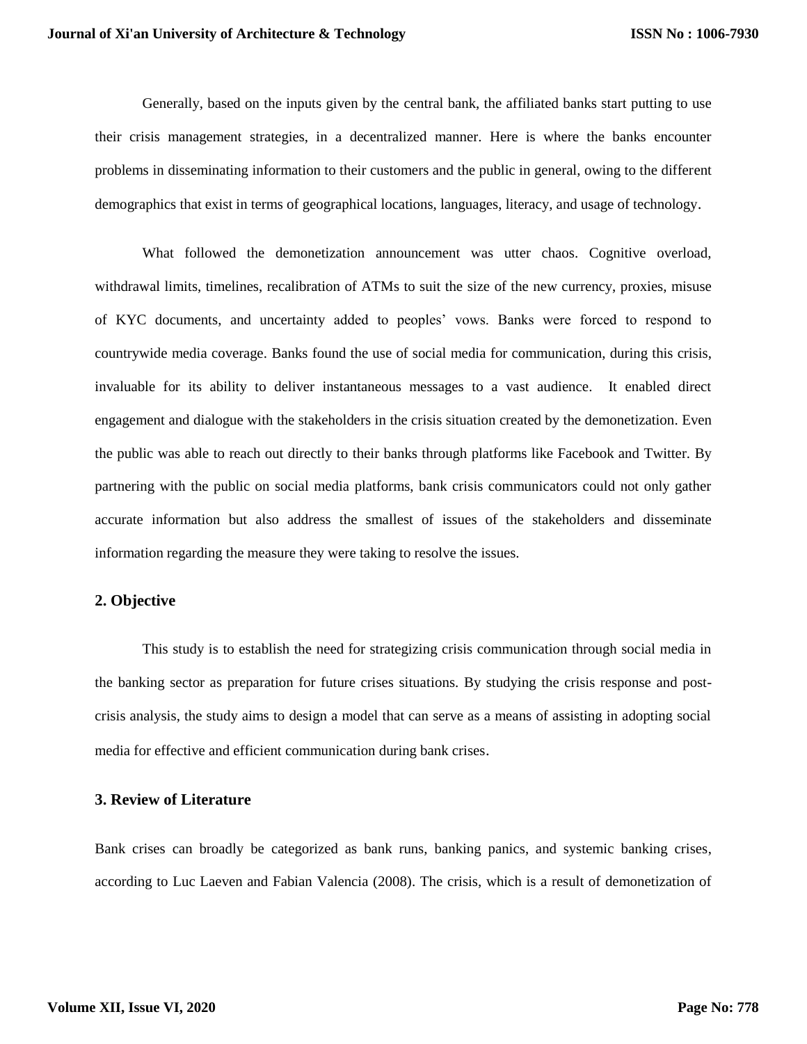Generally, based on the inputs given by the central bank, the affiliated banks start putting to use their crisis management strategies, in a decentralized manner. Here is where the banks encounter problems in disseminating information to their customers and the public in general, owing to the different demographics that exist in terms of geographical locations, languages, literacy, and usage of technology.

What followed the demonetization announcement was utter chaos. Cognitive overload, withdrawal limits, timelines, recalibration of ATMs to suit the size of the new currency, proxies, misuse of KYC documents, and uncertainty added to peoples' vows. Banks were forced to respond to countrywide media coverage. Banks found the use of social media for communication, during this crisis, invaluable for its ability to deliver instantaneous messages to a vast audience. It enabled direct engagement and dialogue with the stakeholders in the crisis situation created by the demonetization. Even the public was able to reach out directly to their banks through platforms like Facebook and Twitter. By partnering with the public on social media platforms, bank crisis communicators could not only gather accurate information but also address the smallest of issues of the stakeholders and disseminate information regarding the measure they were taking to resolve the issues.

## 2. Objective

This study is to establish the need for strategizing crisis communication through social media in the banking sector as preparation for future crises situations. By studying the crisis response and post-crisis analysis, the study aims to design a model that can serve as a means of assisting in adopting social media for effective and efficient communication during bank crises.

## 3. Review of Literature

Bank crises can broadly be categorized as bank runs, banking panics, and systemic banking crises, according to Luc Laeven and Fabian Valencia (2008). The crisis, which is a result of demonetization of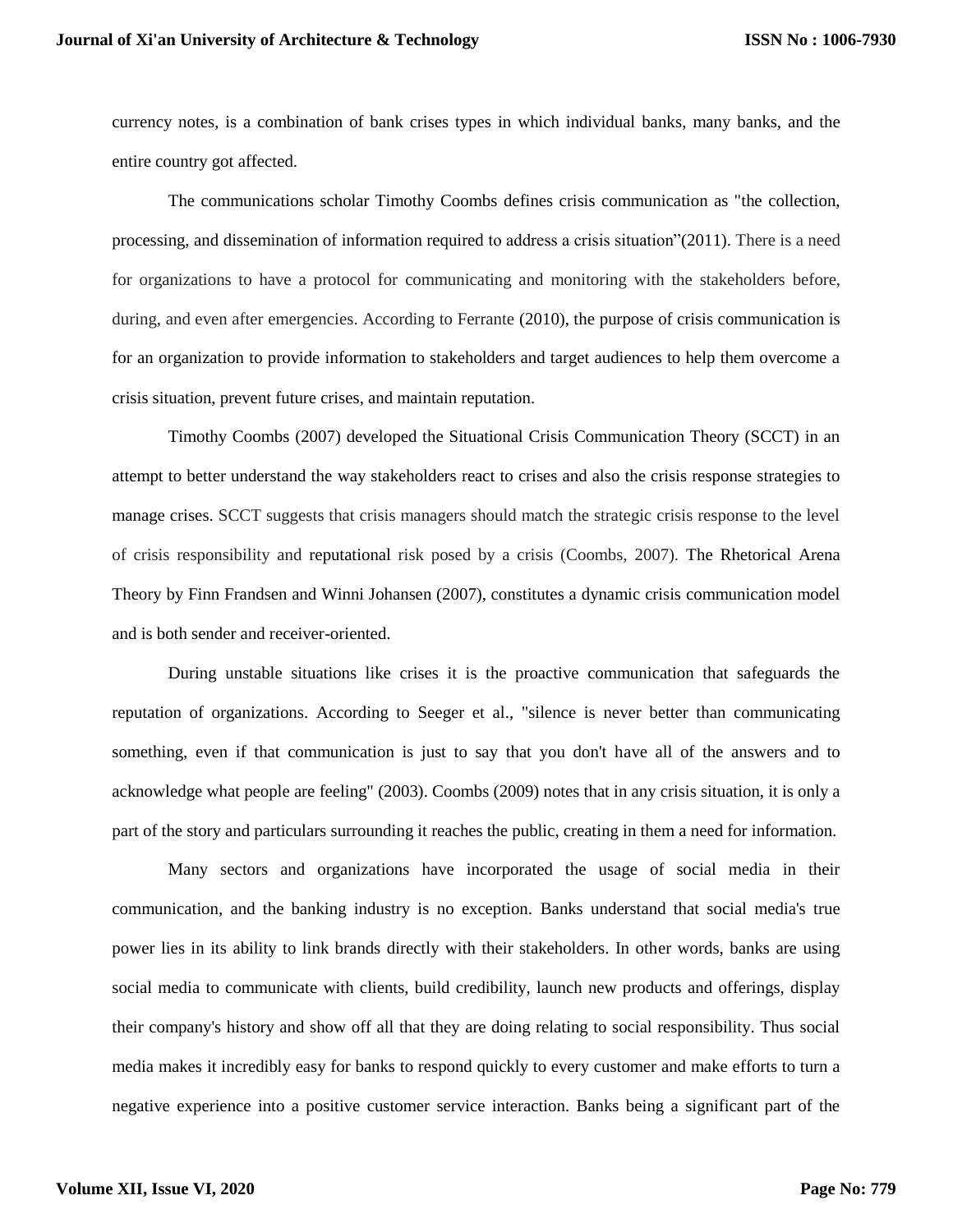currency notes, is a combination of bank crises types in which individual banks, many banks, and the entire country got affected.

The communications scholar Timothy Coombs defines crisis communication as "the collection, processing, and dissemination of information required to address a crisis situation"(2011). There is a need for organizations to have a protocol for communicating and monitoring with the stakeholders before, during, and even after emergencies. According to Ferrante (2010), the purpose of crisis communication is for an organization to provide information to stakeholders and target audiences to help them overcome a crisis situation, prevent future crises, and maintain reputation.

Timothy Coombs (2007) developed the Situational Crisis Communication Theory (SCCT) in an attempt to better understand the way stakeholders react to crises and also the crisis response strategies to manage crises. SCCT suggests that crisis managers should match the strategic crisis response to the level of crisis responsibility and reputational risk posed by a crisis (Coombs, 2007). The Rhetorical Arena Theory by Finn Frandsen and Winni Johansen (2007), constitutes a dynamic crisis communication model and is both sender and receiver-oriented.

During unstable situations like crises it is the proactive communication that safeguards the reputation of organizations. According to Seeger et al., "silence is never better than communicating something, even if that communication is just to say that you don't have all of the answers and to acknowledge what people are feeling" (2003). Coombs (2009) notes that in any crisis situation, it is only a part of the story and particulars surrounding it reaches the public, creating in them a need for information.

Many sectors and organizations have incorporated the usage of social media in their communication, and the banking industry is no exception. Banks understand that social media's true power lies in its ability to link brands directly with their stakeholders. In other words, banks are using social media to communicate with clients, build credibility, launch new products and offerings, display their company's history and show off all that they are doing relating to social responsibility. Thus social media makes it incredibly easy for banks to respond quickly to every customer and make efforts to turn a negative experience into a positive customer service interaction. Banks being a significant part of the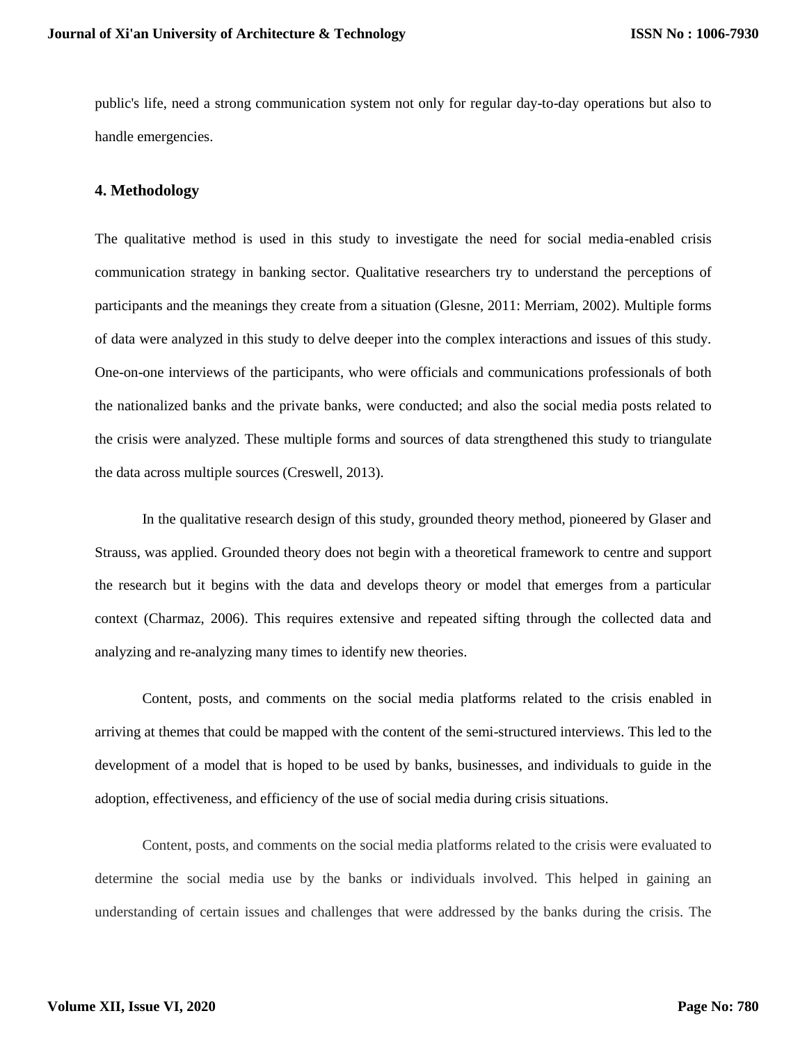public's life, need a strong communication system not only for regular day-to-day operations but also to handle emergencies.

## 4. Methodology

The qualitative method is used in this study to investigate the need for social media-enabled crisis communication strategy in banking sector. Qualitative researchers try to understand the perceptions of participants and the meanings they create from a situation (Glesne, 2011: Merriam, 2002). Multiple forms of data were analyzed in this study to delve deeper into the complex interactions and issues of this study. One-on-one interviews of the participants, who were officials and communications professionals of both the nationalized banks and the private banks, were conducted; and also the social media posts related to the crisis were analyzed. These multiple forms and sources of data strengthened this study to triangulate the data across multiple sources (Creswell, 2013).

In the qualitative research design of this study, grounded theory method, pioneered by Glaser and Strauss, was applied. Grounded theory does not begin with a theoretical framework to centre and support the research but it begins with the data and develops theory or model that emerges from a particular context (Charmaz, 2006). This requires extensive and repeated sifting through the collected data and analyzing and re-analyzing many times to identify new theories.

Content, posts, and comments on the social media platforms related to the crisis enabled in arriving at themes that could be mapped with the content of the semi-structured interviews. This led to the development of a model that is hoped to be used by banks, businesses, and individuals to guide in the adoption, effectiveness, and efficiency of the use of social media during crisis situations.

Content, posts, and comments on the social media platforms related to the crisis were evaluated to determine the social media use by the banks or individuals involved. This helped in gaining an understanding of certain issues and challenges that were addressed by the banks during the crisis. The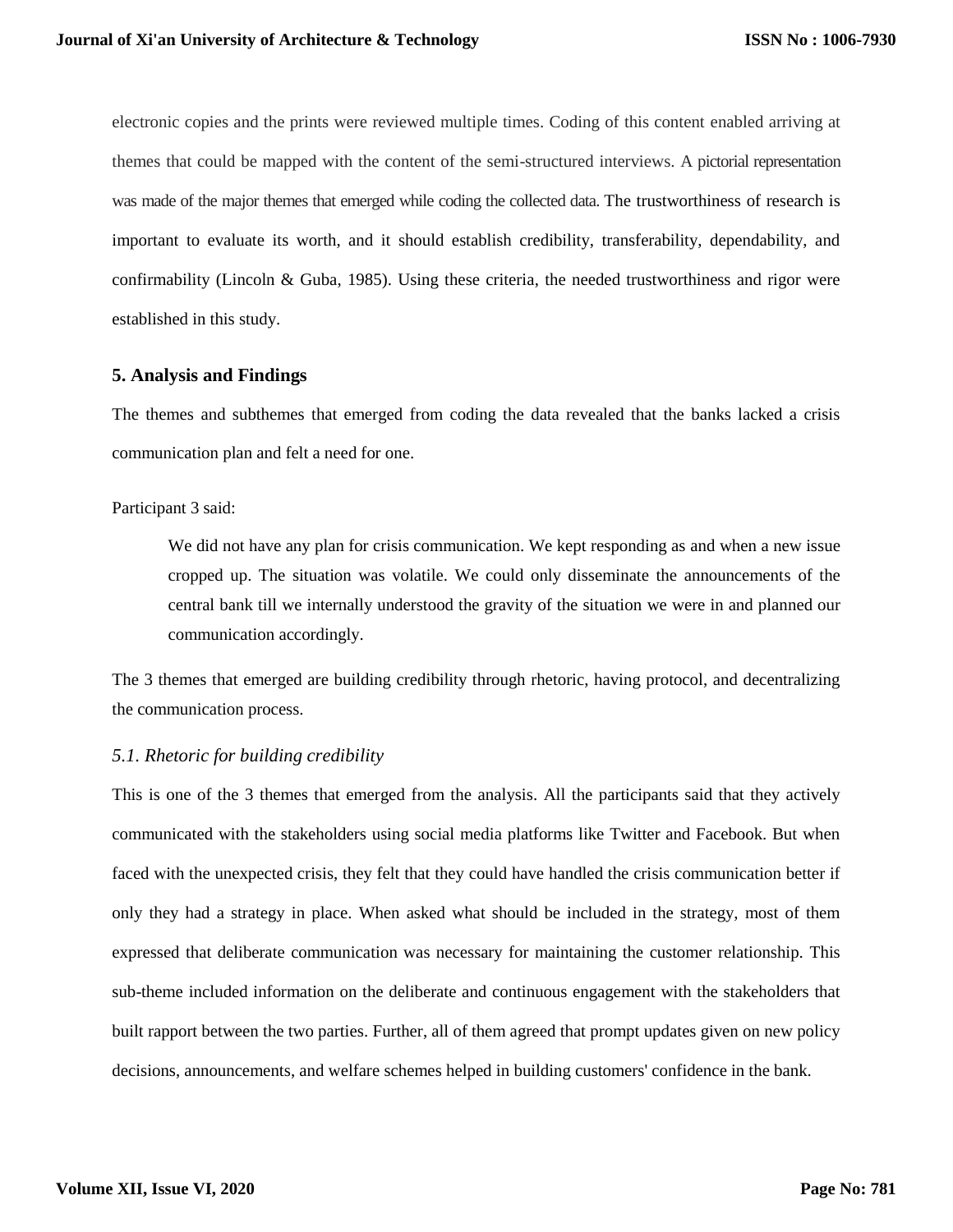electronic copies and the prints were reviewed multiple times. Coding of this content enabled arriving at themes that could be mapped with the content of the semi-structured interviews. A pictorial representation was made of the major themes that emerged while coding the collected data. The trustworthiness of research is important to evaluate its worth, and it should establish credibility, transferability, dependability, and confirmability (Lincoln & Guba, 1985). Using these criteria, the needed trustworthiness and rigor were established in this study.

## 5. Analysis and Findings

The themes and subthemes that emerged from coding the data revealed that the banks lacked a crisis communication plan and felt a need for one.

Participant 3 said:

> We did not have any plan for crisis communication. We kept responding as and when a new issue cropped up. The situation was volatile. We could only disseminate the announcements of the central bank till we internally understood the gravity of the situation we were in and planned our communication accordingly.

The 3 themes that emerged are building credibility through rhetoric, having protocol, and decentralizing the communication process.

### *5.1. Rhetoric for building credibility*

This is one of the 3 themes that emerged from the analysis. All the participants said that they actively communicated with the stakeholders using social media platforms like Twitter and Facebook. But when faced with the unexpected crisis, they felt that they could have handled the crisis communication better if only they had a strategy in place. When asked what should be included in the strategy, most of them expressed that deliberate communication was necessary for maintaining the customer relationship. This sub-theme included information on the deliberate and continuous engagement with the stakeholders that built rapport between the two parties. Further, all of them agreed that prompt updates given on new policy decisions, announcements, and welfare schemes helped in building customers' confidence in the bank.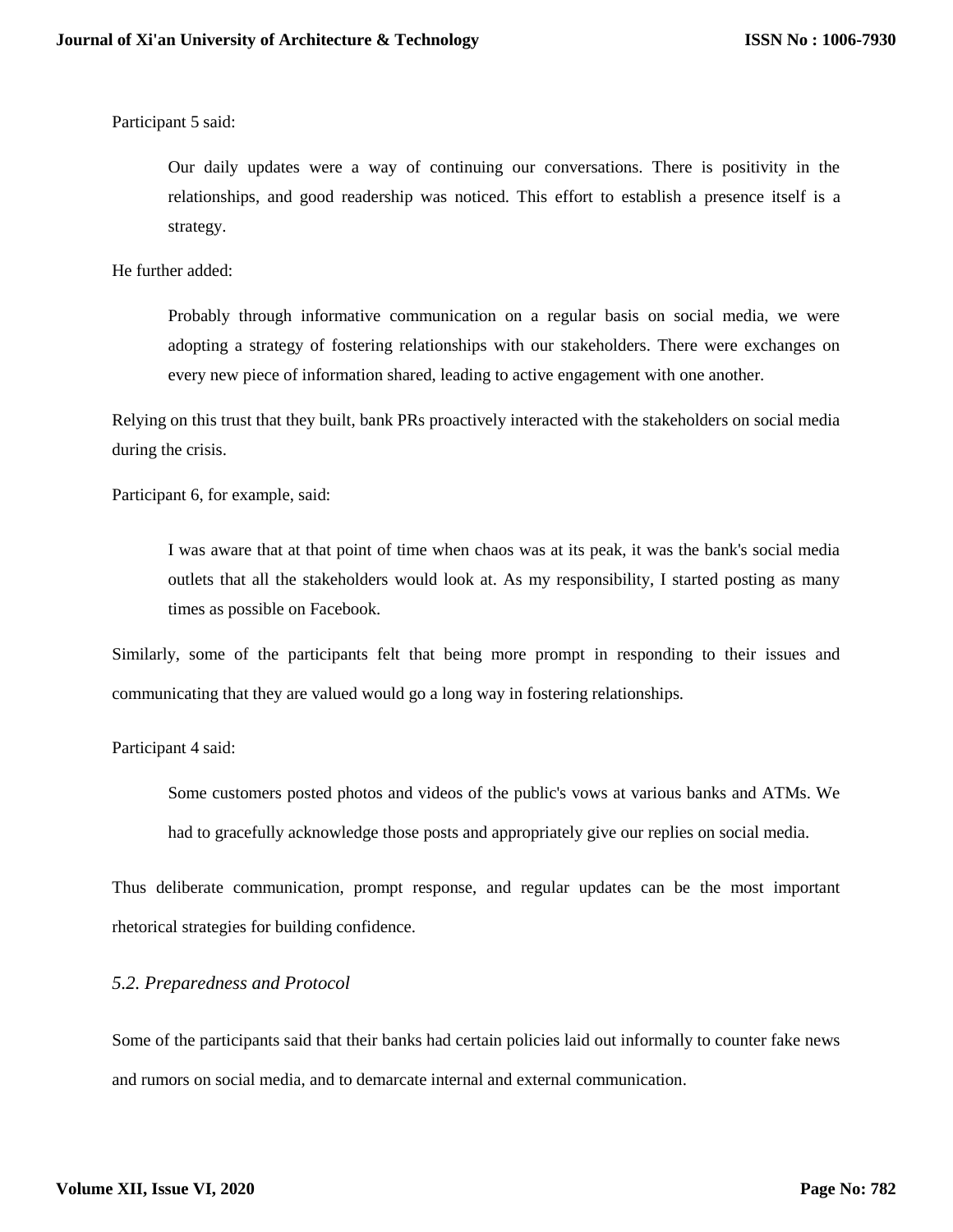Participant 5 said:

> Our daily updates were a way of continuing our conversations. There is positivity in the relationships, and good readership was noticed. This effort to establish a presence itself is a strategy.

He further added:

> Probably through informative communication on a regular basis on social media, we were adopting a strategy of fostering relationships with our stakeholders. There were exchanges on every new piece of information shared, leading to active engagement with one another.

Relying on this trust that they built, bank PRs proactively interacted with the stakeholders on social media during the crisis.

Participant 6, for example, said:

> I was aware that at that point of time when chaos was at its peak, it was the bank's social media outlets that all the stakeholders would look at. As my responsibility, I started posting as many times as possible on Facebook.

Similarly, some of the participants felt that being more prompt in responding to their issues and communicating that they are valued would go a long way in fostering relationships.

Participant 4 said:

> Some customers posted photos and videos of the public's vows at various banks and ATMs. We had to gracefully acknowledge those posts and appropriately give our replies on social media.

Thus deliberate communication, prompt response, and regular updates can be the most important rhetorical strategies for building confidence.

### *5.2. Preparedness and Protocol*

Some of the participants said that their banks had certain policies laid out informally to counter fake news and rumors on social media, and to demarcate internal and external communication.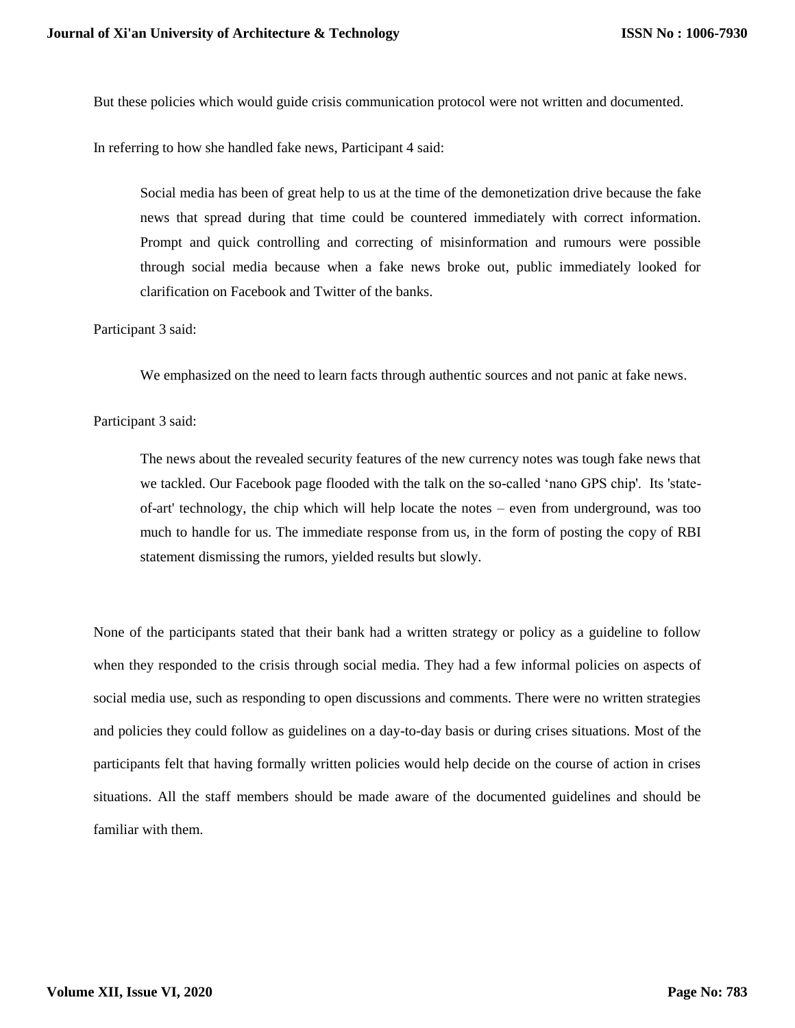But these policies which would guide crisis communication protocol were not written and documented.

In referring to how she handled fake news, Participant 4 said:

> Social media has been of great help to us at the time of the demonetization drive because the fake news that spread during that time could be countered immediately with correct information. Prompt and quick controlling and correcting of misinformation and rumours were possible through social media because when a fake news broke out, public immediately looked for clarification on Facebook and Twitter of the banks.

Participant 3 said:

> We emphasized on the need to learn facts through authentic sources and not panic at fake news.

Participant 3 said:

> The news about the revealed security features of the new currency notes was tough fake news that we tackled. Our Facebook page flooded with the talk on the so-called 'nano GPS chip'. Its 'state-of-art' technology, the chip which will help locate the notes – even from underground, was too much to handle for us. The immediate response from us, in the form of posting the copy of RBI statement dismissing the rumors, yielded results but slowly.

None of the participants stated that their bank had a written strategy or policy as a guideline to follow when they responded to the crisis through social media. They had a few informal policies on aspects of social media use, such as responding to open discussions and comments. There were no written strategies and policies they could follow as guidelines on a day-to-day basis or during crises situations. Most of the participants felt that having formally written policies would help decide on the course of action in crises situations. All the staff members should be made aware of the documented guidelines and should be familiar with them.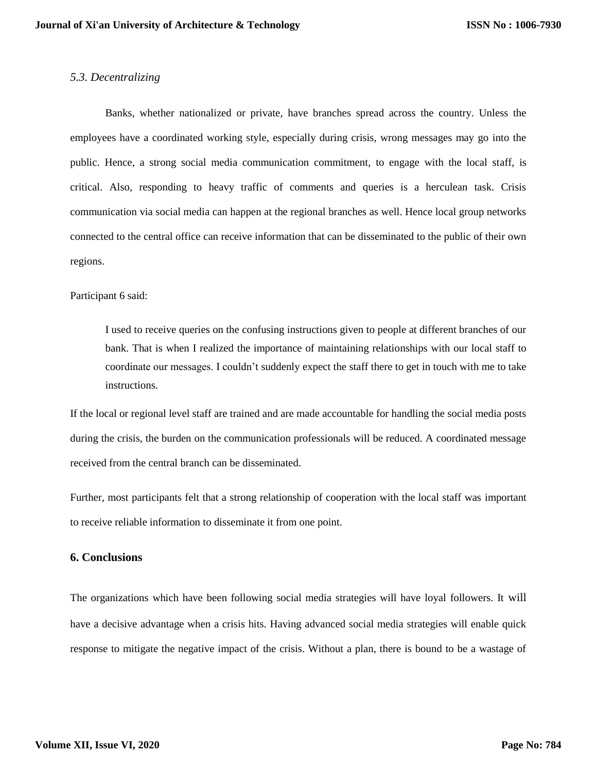### *5.3. Decentralizing*

Banks, whether nationalized or private, have branches spread across the country. Unless the employees have a coordinated working style, especially during crisis, wrong messages may go into the public. Hence, a strong social media communication commitment, to engage with the local staff, is critical. Also, responding to heavy traffic of comments and queries is a herculean task. Crisis communication via social media can happen at the regional branches as well. Hence local group networks connected to the central office can receive information that can be disseminated to the public of their own regions.

Participant 6 said:

> I used to receive queries on the confusing instructions given to people at different branches of our bank. That is when I realized the importance of maintaining relationships with our local staff to coordinate our messages. I couldn't suddenly expect the staff there to get in touch with me to take instructions.

If the local or regional level staff are trained and are made accountable for handling the social media posts during the crisis, the burden on the communication professionals will be reduced. A coordinated message received from the central branch can be disseminated.

Further, most participants felt that a strong relationship of cooperation with the local staff was important to receive reliable information to disseminate it from one point.

## 6. Conclusions

The organizations which have been following social media strategies will have loyal followers. It will have a decisive advantage when a crisis hits. Having advanced social media strategies will enable quick response to mitigate the negative impact of the crisis. Without a plan, there is bound to be a wastage of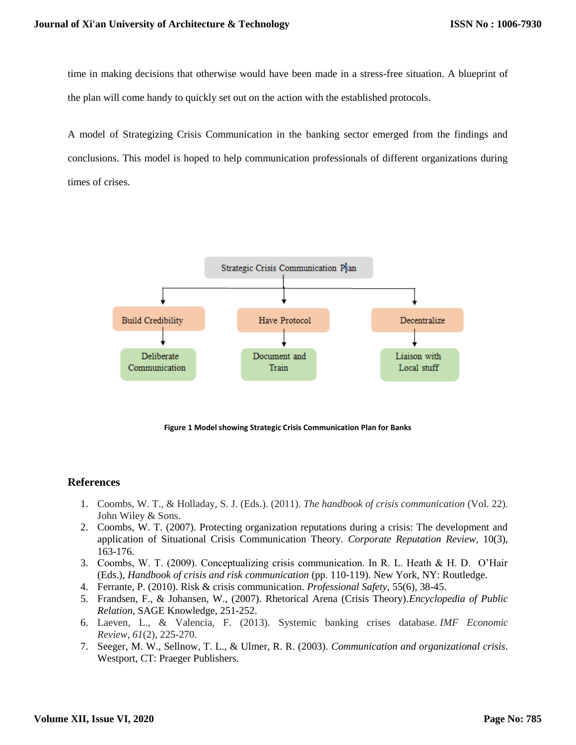time in making decisions that otherwise would have been made in a stress-free situation. A blueprint of the plan will come handy to quickly set out on the action with the established protocols.

A model of Strategizing Crisis Communication in the banking sector emerged from the findings and conclusions. This model is hoped to help communication professionals of different organizations during times of crises.

Strategic Crisis Communication Plan

Build Credibility

Have Protocol

Decentralize

Deliberate Communication

Document and Train

Liaison with Local stuff

**Figure 1 Model showing Strategic Crisis Communication Plan for Banks**

## References

1. Coombs, W. T., & Holladay, S. J. (Eds.). (2011). *The handbook of crisis communication* (Vol. 22). John Wiley & Sons.
2. Coombs, W. T. (2007). Protecting organization reputations during a crisis: The development and application of Situational Crisis Communication Theory. *Corporate Reputation Review,* 10(3), 163-176.
3. Coombs, W. T. (2009). Conceptualizing crisis communication. In R. L. Heath & H. D. O'Hair (Eds.), *Handbook of crisis and risk communication* (pp. 110-119). New York, NY: Routledge.
4. Ferrante, P. (2010). Risk & crisis communication. *Professional Safety*, 55(6), 38-45.
5. Frandsen, F., & Johansen, W., (2007). Rhetorical Arena (Crisis Theory).*Encyclopedia of Public Relation,* SAGE Knowledge, 251-252.
6. Laeven, L., & Valencia, F. (2013). Systemic banking crises database. *IMF Economic Review*, *61*(2), 225-270.
7. Seeger, M. W., Sellnow, T. L., & Ulmer, R. R. (2003). *Communication and organizational crisis*. Westport, CT: Praeger Publishers.